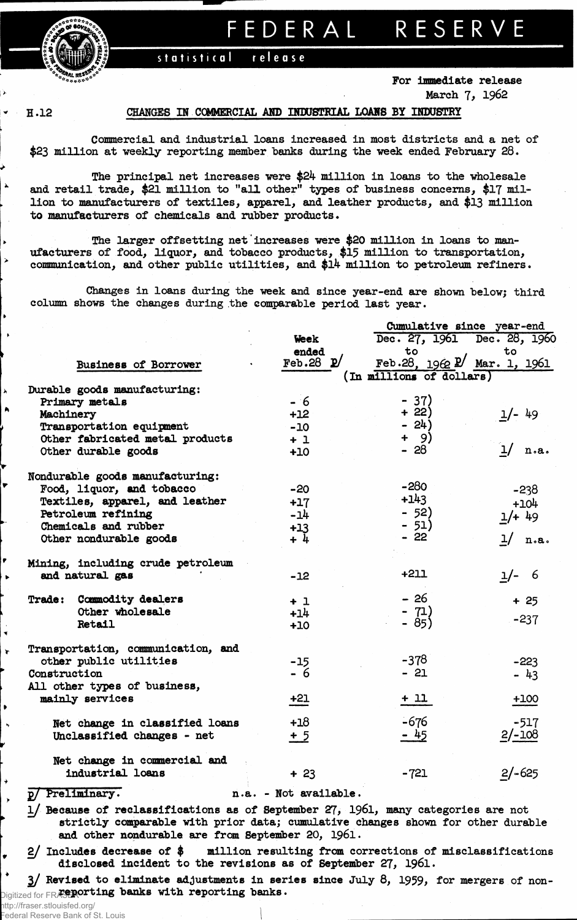# FEDERAL RESERVE

statistical release

For immediate release
March 7, 1962

H.12

## CHANGES IN COMMERCIAL AND INDUSTRIAL LOANS BY INDUSTRY

Commercial and industrial loans increased in most districts and a net of $23 million at weekly reporting member banks during the week ended February 28.

The principal net increases were $24 million in loans to the wholesale and retail trade, $21 million to "all other" types of business concerns, $17 million to manufacturers of textiles, apparel, and leather products, and $13 million to manufacturers of chemicals and rubber products.

The larger offsetting net increases were $20 million in loans to manufacturers of food, liquor, and tobacco products, $15 million to transportation, communication, and other public utilities, and $14 million to petroleum refiners.

Changes in loans during the week and since year-end are shown below; third column shows the changes during the comparable period last year.

| Business of Borrower | Week ended Feb.28 p/ | Cumulative since year-end: Dec. 27, 1961 to Feb.28, 1962 p/ | Cumulative since year-end: Dec. 28, 1960 to Mar. 1, 1961 |
|---|---|---|---|
| | (In millions of dollars) | | |
| **Durable goods manufacturing:** | | | |
| Primary metals | - 6 | - 37) | |
| Machinery | +12 | + 22) | 1/- 49 |
| Transportation equipment | -10 | - 24) | |
| Other fabricated metal products | + 1 | + 9) | |
| Other durable goods | +10 | - 28 | 1/ n.a. |
| **Nondurable goods manufacturing:** | | | |
| Food, liquor, and tobacco | -20 | -280 | -238 |
| Textiles, apparel, and leather | +17 | +143 | +104 |
| Petroleum refining | -14 | - 52) | 1/+ 49 |
| Chemicals and rubber | +13 | - 51) | |
| Other nondurable goods | + 4 | - 22 | 1/ n.a. |
| Mining, including crude petroleum and natural gas | -12 | +211 | 1/- 6 |
| **Trade:** Commodity dealers | + 1 | - 26 | + 25 |
| Other wholesale | +14 | - 71) | -237 |
| Retail | +10 | - 85) | |
| Transportation, communication, and other public utilities | -15 | -378 | -223 |
| Construction | - 6 | - 21 | - 43 |
| All other types of business, mainly services | +21 | + 11 | +100 |
| Net change in classified loans | +18 | -676 | -517 |
| Unclassified changes - net | + 5 | - 45 | 2/-108 |
| Net change in commercial and industrial loans | + 23 | -721 | 2/-625 |

p/ Preliminary. n.a. - Not available.

1/ Because of reclassifications as of September 27, 1961, many categories are not strictly comparable with prior data; cumulative changes shown for other durable and other nondurable are from September 20, 1961.

2/ Includes decrease of $ million resulting from corrections of misclassifications disclosed incident to the revisions as of September 27, 1961.

3/ Revised to eliminate adjustments in series since July 8, 1959, for mergers of non-reporting banks with reporting banks.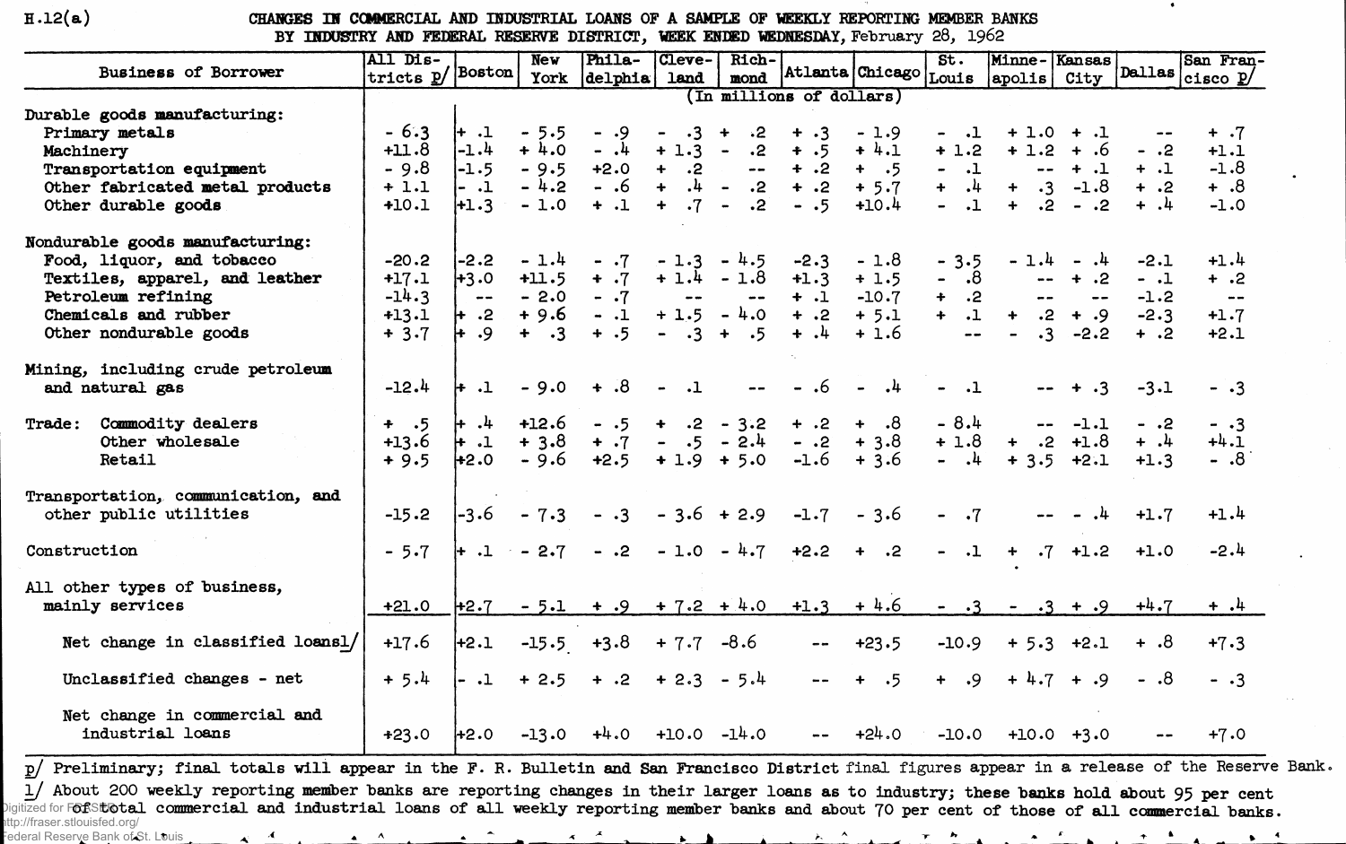H.12(a)

# CHANGES IN COMMERCIAL AND INDUSTRIAL LOANS OF A SAMPLE OF WEEKLY REPORTING MEMBER BANKS BY INDUSTRY AND FEDERAL RESERVE DISTRICT, WEEK ENDED WEDNESDAY, February 28, 1962

| Business of Borrower | All Districts p/ | Boston | New York | Philadelphia | Cleveland | Richmond | Atlanta | Chicago | St. Louis | Minneapolis | Kansas City | Dallas | San Francisco p/ |
|---|---|---|---|---|---|---|---|---|---|---|---|---|---|
| | (In millions of dollars) | | | | | | | | | | | | |
| Durable goods manufacturing: | | | | | | | | | | | | | |
| Primary metals | - 6.3 | + .1 | - 5.5 | - .9 | - .3 | + .2 | + .3 | - 1.9 | - .1 | + 1.0 | + .1 | -- | + .7 |
| Machinery | +11.8 | -1.4 | + 4.0 | - .4 | + 1.3 | - .2 | + .5 | + 4.1 | + 1.2 | + 1.2 | + .6 | - .2 | +1.1 |
| Transportation equipment | - 9.8 | -1.5 | - 9.5 | +2.0 | + .2 | -- | + .2 | + .5 | - .1 | -- | + .1 | + .1 | -1.8 |
| Other fabricated metal products | + 1.1 | - .1 | - 4.2 | - .6 | + .4 | - .2 | + .2 | + 5.7 | + .4 | + .3 | -1.8 | + .2 | + .8 |
| Other durable goods | +10.1 | +1.3 | - 1.0 | + .1 | + .7 | - .2 | - .5 | +10.4 | - .1 | + .2 | - .2 | + .4 | -1.0 |
| Nondurable goods manufacturing: | | | | | | | | | | | | | |
| Food, liquor, and tobacco | -20.2 | -2.2 | - 1.4 | - .7 | - 1.3 | - 4.5 | -2.3 | - 1.8 | - 3.5 | - 1.4 | - .4 | -2.1 | +1.4 |
| Textiles, apparel, and leather | +17.1 | +3.0 | +11.5 | + .7 | + 1.4 | - 1.8 | +1.3 | + 1.5 | - .8 | -- | + .2 | - .1 | + .2 |
| Petroleum refining | -14.3 | -- | - 2.0 | - .7 | -- | -- | + .1 | -10.7 | + .2 | -- | -- | -1.2 | -- |
| Chemicals and rubber | +13.1 | + .2 | + 9.6 | - .1 | + 1.5 | - 4.0 | + .2 | + 5.1 | + .1 | + .2 | + .9 | -2.3 | +1.7 |
| Other nondurable goods | + 3.7 | + .9 | + .3 | + .5 | - .3 | + .5 | + .4 | + 1.6 | -- | - .3 | -2.2 | + .2 | +2.1 |
| Mining, including crude petroleum and natural gas | -12.4 | + .1 | - 9.0 | + .8 | - .1 | -- | - .6 | - .4 | - .1 | -- | + .3 | -3.1 | - .3 |
| Trade: Commodity dealers | + .5 | + .4 | +12.6 | - .5 | + .2 | - 3.2 | + .2 | + .8 | - 8.4 | -- | -1.1 | - .2 | - .3 |
| Other wholesale | +13.6 | + .1 | + 3.8 | + .7 | - .5 | - 2.4 | - .2 | + 3.8 | + 1.8 | + .2 | +1.8 | + .4 | +4.1 |
| Retail | + 9.5 | +2.0 | - 9.6 | +2.5 | + 1.9 | + 5.0 | -1.6 | + 3.6 | - .4 | + 3.5 | +2.1 | +1.3 | - .8 |
| Transportation, communication, and other public utilities | -15.2 | -3.6 | - 7.3 | - .3 | - 3.6 | + 2.9 | -1.7 | - 3.6 | - .7 | -- | - .4 | +1.7 | +1.4 |
| Construction | - 5.7 | + .1 | - 2.7 | - .2 | - 1.0 | - 4.7 | +2.2 | + .2 | - .1 | + .7 | +1.2 | +1.0 | -2.4 |
| All other types of business, mainly services | +21.0 | +2.7 | - 5.1 | + .9 | + 7.2 | + 4.0 | +1.3 | + 4.6 | - .3 | - .3 | + .9 | +4.7 | + .4 |
| Net change in classified loans 1/ | +17.6 | +2.1 | -15.5 | +3.8 | + 7.7 | -8.6 | -- | +23.5 | -10.9 | + 5.3 | +2.1 | + .8 | +7.3 |
| Unclassified changes - net | + 5.4 | - .1 | + 2.5 | + .2 | + 2.3 | - 5.4 | -- | + .5 | + .9 | + 4.7 | + .9 | - .8 | - .3 |
| Net change in commercial and industrial loans | +23.0 | +2.0 | -13.0 | +4.0 | +10.0 | -14.0 | -- | +24.0 | -10.0 | +10.0 | +3.0 | -- | +7.0 |

p/ Preliminary; final totals will appear in the F. R. Bulletin and San Francisco District final figures appear in a release of the Reserve Bank.

1/ About 200 weekly reporting member banks are reporting changes in their larger loans as to industry; these banks hold about 95 per cent of total commercial and industrial loans of all weekly reporting member banks and about 70 per cent of those of all commercial banks.